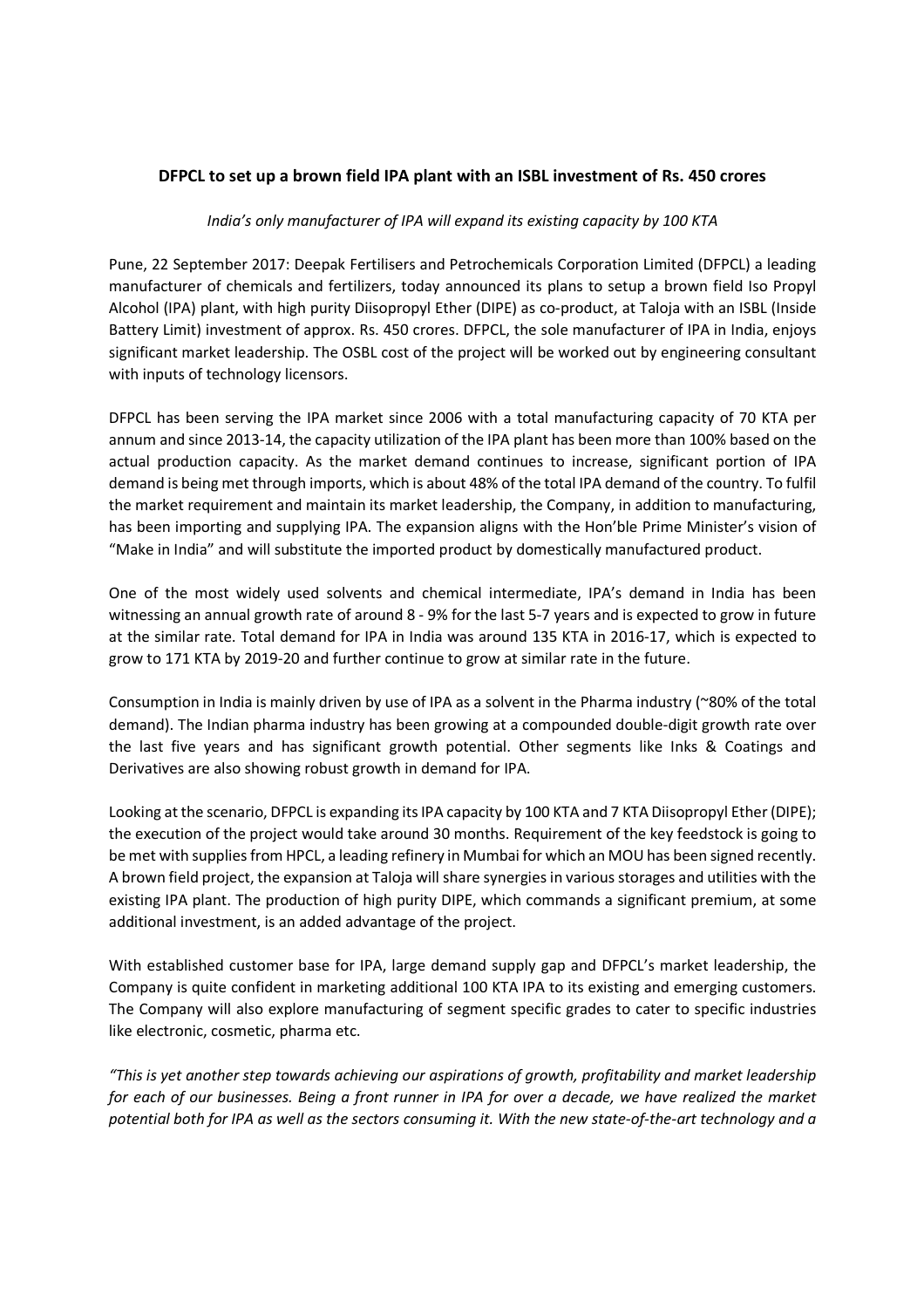**DFPCL to set up a brown field IPA plant with an ISBL investment of Rs. 450 crores**

*India's only manufacturer of IPA will expand its existing capacity by 100 KTA*

Pune, 22 September 2017: Deepak Fertilisers and Petrochemicals Corporation Limited (DFPCL) a leading manufacturer of chemicals and fertilizers, today announced its plans to setup a brown field Iso Propyl Alcohol (IPA) plant, with high purity Diisopropyl Ether (DIPE) as co-product, at Taloja with an ISBL (Inside Battery Limit) investment of approx. Rs. 450 crores. DFPCL, the sole manufacturer of IPA in India, enjoys significant market leadership. The OSBL cost of the project will be worked out by engineering consultant with inputs of technology licensors.

DFPCL has been serving the IPA market since 2006 with a total manufacturing capacity of 70 KTA per annum and since 2013-14, the capacity utilization of the IPA plant has been more than 100% based on the actual production capacity. As the market demand continues to increase, significant portion of IPA demand is being met through imports, which is about 48% of the total IPA demand of the country. To fulfil the market requirement and maintain its market leadership, the Company, in addition to manufacturing, has been importing and supplying IPA. The expansion aligns with the Hon'ble Prime Minister's vision of "Make in India" and will substitute the imported product by domestically manufactured product.

One of the most widely used solvents and chemical intermediate, IPA's demand in India has been witnessing an annual growth rate of around 8 - 9% for the last 5-7 years and is expected to grow in future at the similar rate. Total demand for IPA in India was around 135 KTA in 2016-17, which is expected to grow to 171 KTA by 2019-20 and further continue to grow at similar rate in the future.

Consumption in India is mainly driven by use of IPA as a solvent in the Pharma industry (~80% of the total demand). The Indian pharma industry has been growing at a compounded double-digit growth rate over the last five years and has significant growth potential. Other segments like Inks & Coatings and Derivatives are also showing robust growth in demand for IPA.

Looking at the scenario, DFPCL is expanding its IPA capacity by 100 KTA and 7 KTA Diisopropyl Ether (DIPE); the execution of the project would take around 30 months. Requirement of the key feedstock is going to be met with supplies from HPCL, a leading refinery in Mumbai for which an MOU has been signed recently. A brown field project, the expansion at Taloja will share synergies in various storages and utilities with the existing IPA plant. The production of high purity DIPE, which commands a significant premium, at some additional investment, is an added advantage of the project.

With established customer base for IPA, large demand supply gap and DFPCL's market leadership, the Company is quite confident in marketing additional 100 KTA IPA to its existing and emerging customers. The Company will also explore manufacturing of segment specific grades to cater to specific industries like electronic, cosmetic, pharma etc.

*"This is yet another step towards achieving our aspirations of growth, profitability and market leadership for each of our businesses. Being a front runner in IPA for over a decade, we have realized the market potential both for IPA as well as the sectors consuming it. With the new state-of-the-art technology and a*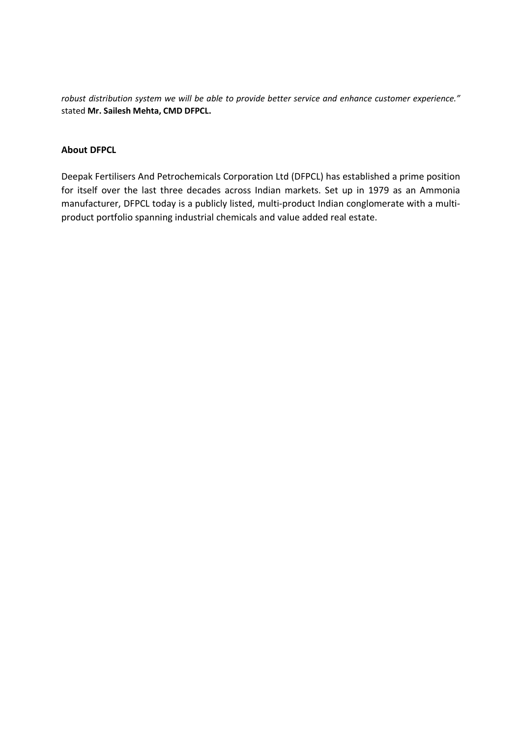*robust distribution system we will be able to provide better service and enhance customer experience."* stated **Mr. Sailesh Mehta, CMD DFPCL.**

**About DFPCL**

Deepak Fertilisers And Petrochemicals Corporation Ltd (DFPCL) has established a prime position for itself over the last three decades across Indian markets. Set up in 1979 as an Ammonia manufacturer, DFPCL today is a publicly listed, multi-product Indian conglomerate with a multi-product portfolio spanning industrial chemicals and value added real estate.